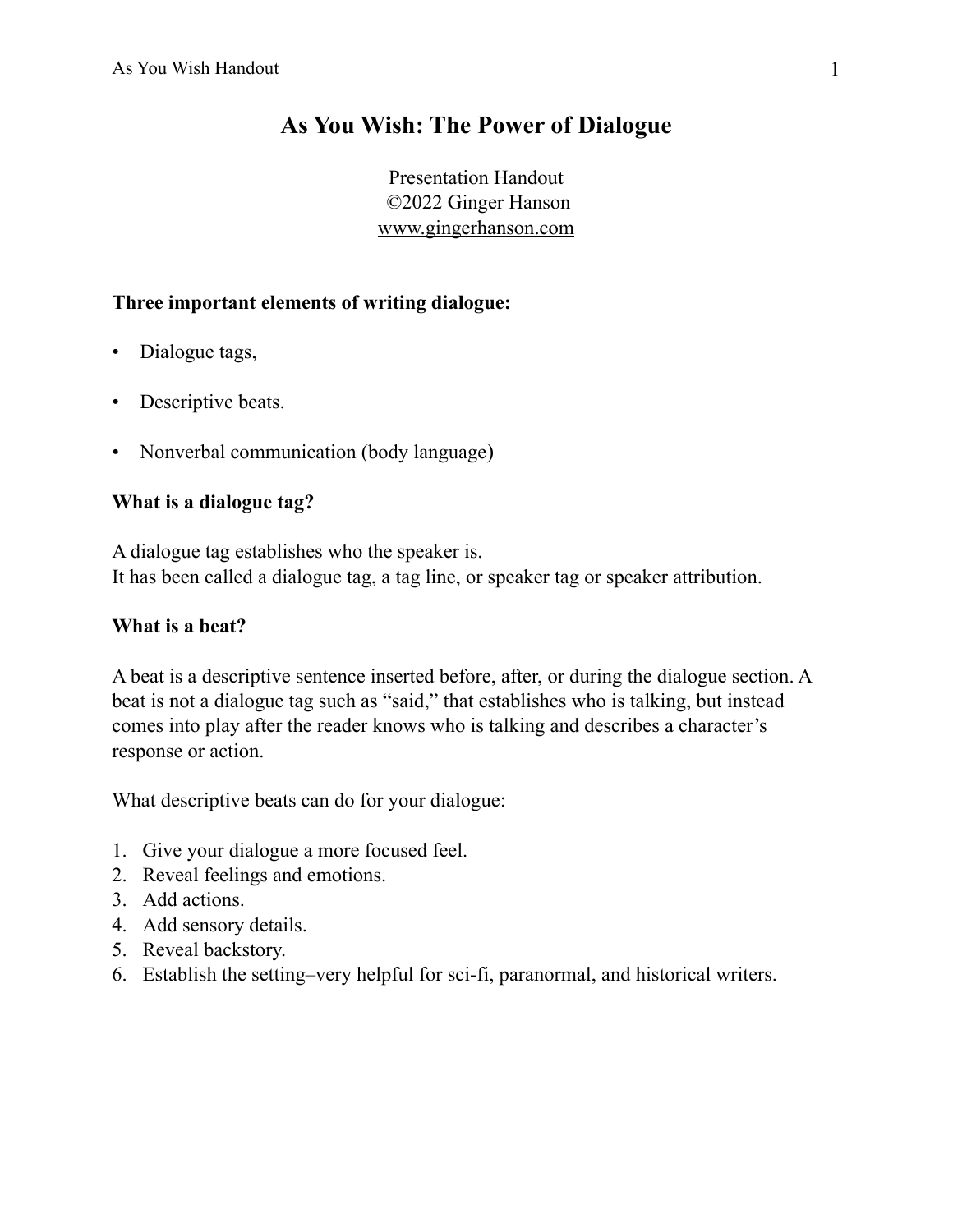# As You Wish: The Power of Dialogue

Presentation Handout
©2022 Ginger Hanson
www.gingerhanson.com

**Three important elements of writing dialogue:**

- Dialogue tags,
- Descriptive beats.
- Nonverbal communication (body language)

**What is a dialogue tag?**

A dialogue tag establishes who the speaker is.
It has been called a dialogue tag, a tag line, or speaker tag or speaker attribution.

**What is a beat?**

A beat is a descriptive sentence inserted before, after, or during the dialogue section. A beat is not a dialogue tag such as "said," that establishes who is talking, but instead comes into play after the reader knows who is talking and describes a character's response or action.

What descriptive beats can do for your dialogue:

1. Give your dialogue a more focused feel.
2. Reveal feelings and emotions.
3. Add actions.
4. Add sensory details.
5. Reveal backstory.
6. Establish the setting–very helpful for sci-fi, paranormal, and historical writers.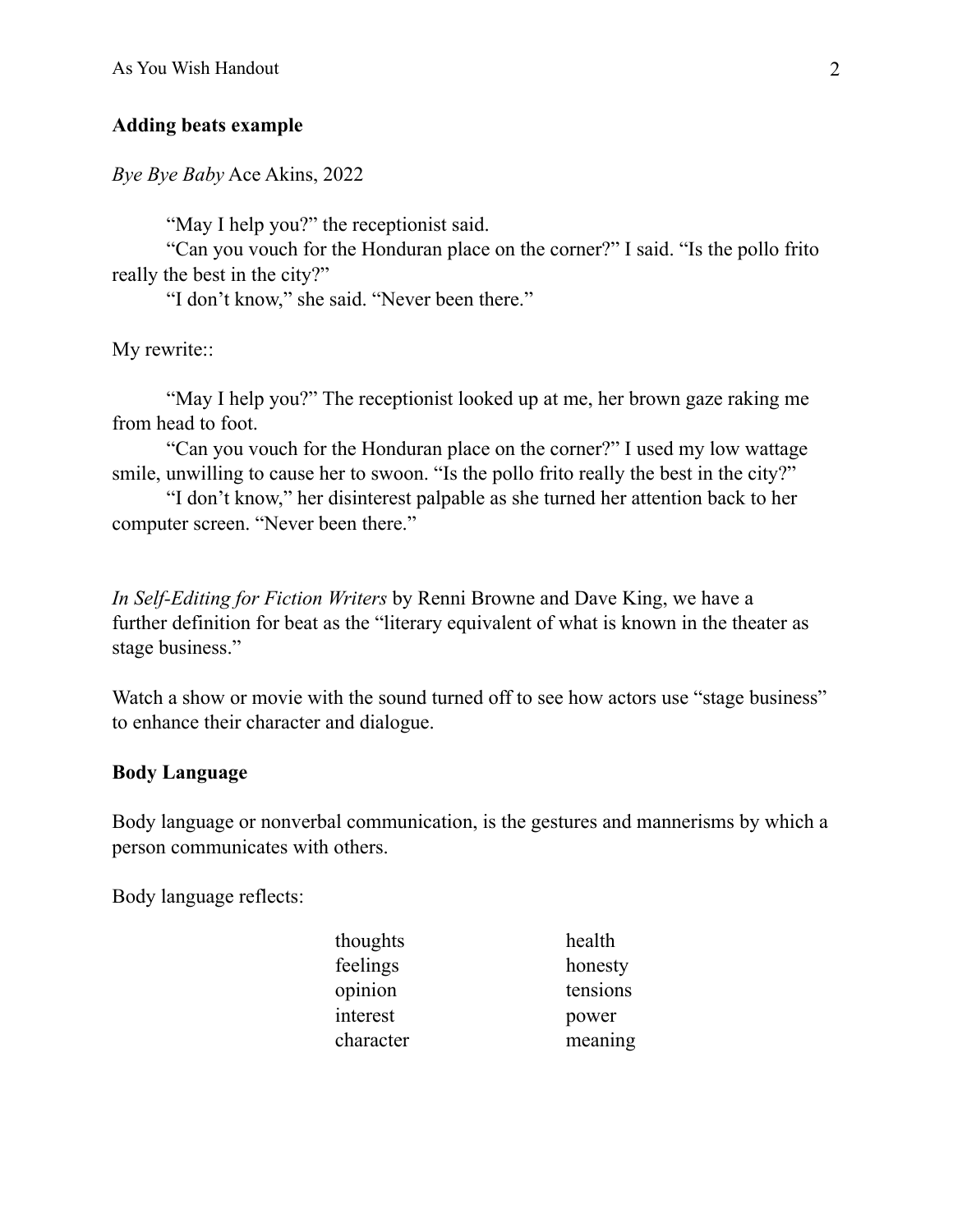**Adding beats example**

*Bye Bye Baby* Ace Akins, 2022

"May I help you?" the receptionist said.
"Can you vouch for the Honduran place on the corner?" I said. "Is the pollo frito really the best in the city?"
"I don't know," she said. "Never been there."

My rewrite::

"May I help you?" The receptionist looked up at me, her brown gaze raking me from head to foot.
"Can you vouch for the Honduran place on the corner?" I used my low wattage smile, unwilling to cause her to swoon. "Is the pollo frito really the best in the city?"
"I don't know," her disinterest palpable as she turned her attention back to her computer screen. "Never been there."

*In Self-Editing for Fiction Writers* by Renni Browne and Dave King, we have a further definition for beat as the "literary equivalent of what is known in the theater as stage business."

Watch a show or movie with the sound turned off to see how actors use "stage business" to enhance their character and dialogue.

**Body Language**

Body language or nonverbal communication, is the gestures and mannerisms by which a person communicates with others.

Body language reflects:

| | |
|---|---|
| thoughts | health |
| feelings | honesty |
| opinion | tensions |
| interest | power |
| character | meaning |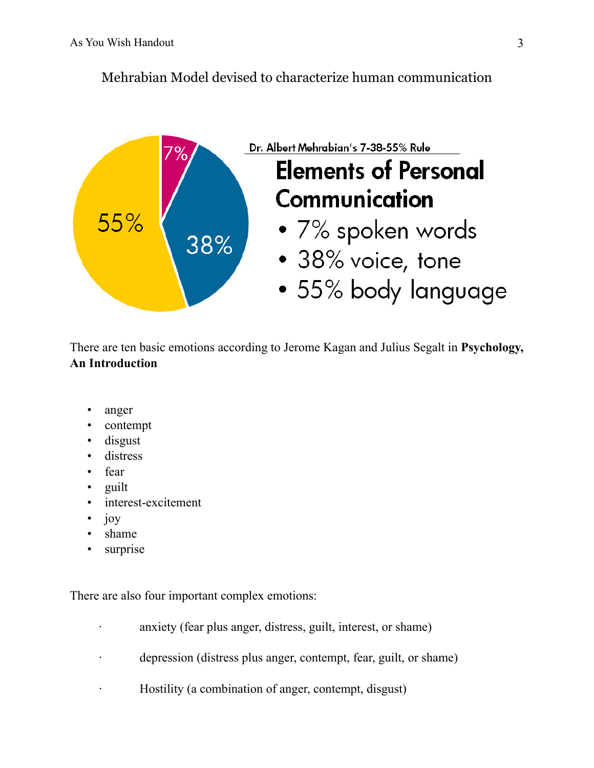Mehrabian Model devised to characterize human communication

Dr. Albert Mehrabian's 7-38-55% Rule

## Elements of Personal Communication

- 7% spoken words
- 38% voice, tone
- 55% body language

There are ten basic emotions according to Jerome Kagan and Julius Segalt in **Psychology, An Introduction**

- anger
- contempt
- disgust
- distress
- fear
- guilt
- interest-excitement
- joy
- shame
- surprise

There are also four important complex emotions:

- anxiety (fear plus anger, distress, guilt, interest, or shame)
- depression (distress plus anger, contempt, fear, guilt, or shame)
- Hostility (a combination of anger, contempt, disgust)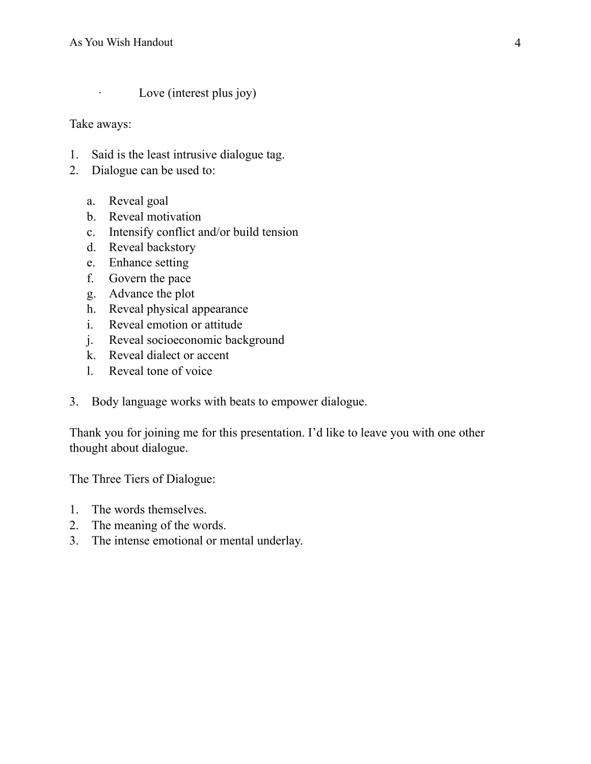- Love (interest plus joy)

Take aways:

1. Said is the least intrusive dialogue tag.
2. Dialogue can be used to:

    a. Reveal goal
    b. Reveal motivation
    c. Intensify conflict and/or build tension
    d. Reveal backstory
    e. Enhance setting
    f. Govern the pace
    g. Advance the plot
    h. Reveal physical appearance
    i. Reveal emotion or attitude
    j. Reveal socioeconomic background
    k. Reveal dialect or accent
    l. Reveal tone of voice

3. Body language works with beats to empower dialogue.

Thank you for joining me for this presentation. I'd like to leave you with one other thought about dialogue.

The Three Tiers of Dialogue:

1. The words themselves.
2. The meaning of the words.
3. The intense emotional or mental underlay.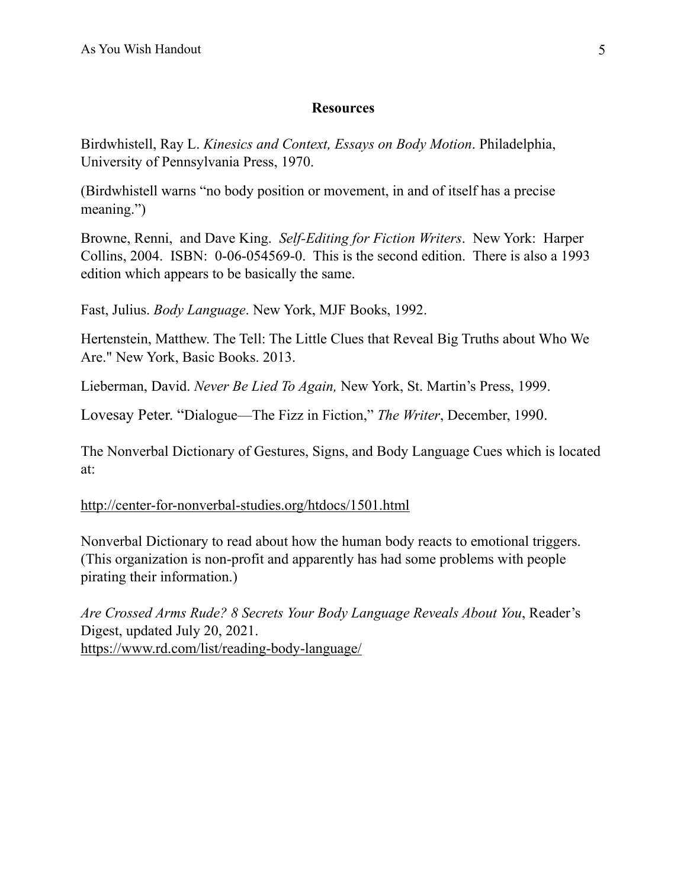**Resources**

Birdwhistell, Ray L. *Kinesics and Context, Essays on Body Motion*. Philadelphia, University of Pennsylvania Press, 1970.

(Birdwhistell warns "no body position or movement, in and of itself has a precise meaning.")

Browne, Renni, and Dave King. *Self-Editing for Fiction Writers*. New York: Harper Collins, 2004. ISBN: 0-06-054569-0. This is the second edition. There is also a 1993 edition which appears to be basically the same.

Fast, Julius. *Body Language*. New York, MJF Books, 1992.

Hertenstein, Matthew. The Tell: The Little Clues that Reveal Big Truths about Who We Are." New York, Basic Books. 2013.

Lieberman, David. *Never Be Lied To Again,* New York, St. Martin's Press, 1999.

Lovesay Peter. "Dialogue—The Fizz in Fiction," *The Writer*, December, 1990.

The Nonverbal Dictionary of Gestures, Signs, and Body Language Cues which is located at:

http://center-for-nonverbal-studies.org/htdocs/1501.html

Nonverbal Dictionary to read about how the human body reacts to emotional triggers. (This organization is non-profit and apparently has had some problems with people pirating their information.)

*Are Crossed Arms Rude? 8 Secrets Your Body Language Reveals About You*, Reader's Digest, updated July 20, 2021.
https://www.rd.com/list/reading-body-language/